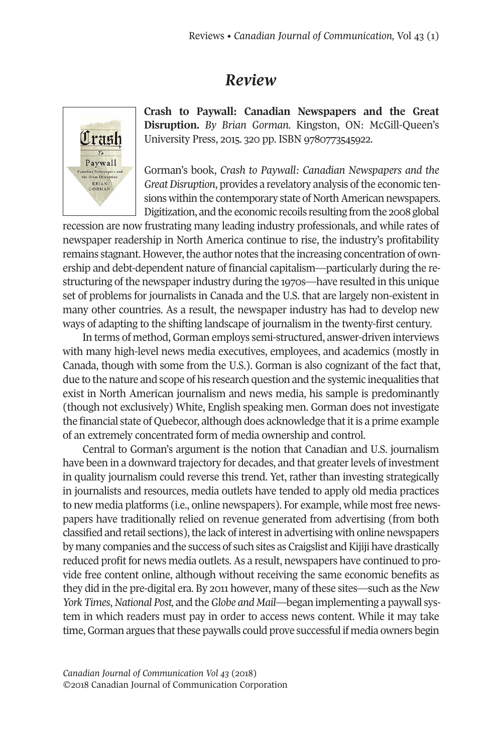# *Review*

**Crash to Paywall: Canadian Newspapers and the Great Disruption.** *By Brian Gorman.* Kingston, ON: McGill-Queen's University Press, 2015. 320 pp. ISBN 9780773545922.

Gorman's book, *Crash to Paywall: Canadian Newspapers and the Great Disruption*, provides a revelatory analysis of the economic tensions within the contemporary state of North American newspapers. Digitization, and the economic recoils resulting from the 2008 global recession are now frustrating many leading industry professionals, and while rates of newspaper readership in North America continue to rise, the industry's profitability remains stagnant. However, the author notes that the increasing concentration of ownership and debt-dependent nature of financial capitalism—particularly during the restructuring of the newspaper industry during the 1970s—have resulted in this unique set of problems for journalists in Canada and the U.S. that are largely non-existent in many other countries. As a result, the newspaper industry has had to develop new ways of adapting to the shifting landscape of journalism in the twenty-first century.

In terms of method, Gorman employs semi-structured, answer-driven interviews with many high-level news media executives, employees, and academics (mostly in Canada, though with some from the U.S.). Gorman is also cognizant of the fact that, due to the nature and scope of his research question and the systemic inequalities that exist in North American journalism and news media, his sample is predominantly (though not exclusively) White, English speaking men. Gorman does not investigate the financial state of Quebecor, although does acknowledge that it is a prime example of an extremely concentrated form of media ownership and control.

Central to Gorman's argument is the notion that Canadian and U.S. journalism have been in a downward trajectory for decades, and that greater levels of investment in quality journalism could reverse this trend. Yet, rather than investing strategically in journalists and resources, media outlets have tended to apply old media practices to new media platforms (i.e., online newspapers). For example, while most free newspapers have traditionally relied on revenue generated from advertising (from both classified and retail sections), the lack of interest in advertising with online newspapers by many companies and the success of such sites as Craigslist and Kijiji have drastically reduced profit for news media outlets. As a result, newspapers have continued to provide free content online, although without receiving the same economic benefits as they did in the pre-digital era. By 2011 however, many of these sites—such as the *New York Times*, *National Post,* and the *Globe and Mail*—began implementing a paywall system in which readers must pay in order to access news content. While it may take time, Gorman argues that these paywalls could prove successful if media owners begin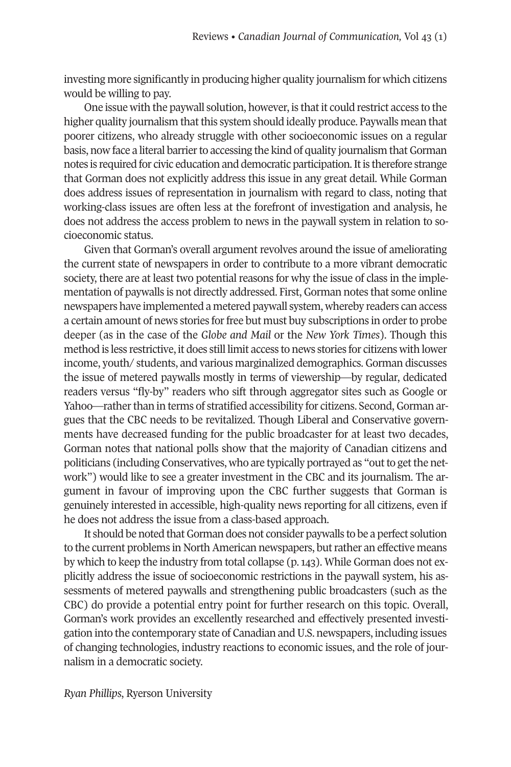investing more significantly in producing higher quality journalism for which citizens would be willing to pay.

One issue with the paywall solution, however, is that it could restrict access to the higher quality journalism that this system should ideally produce. Paywalls mean that poorer citizens, who already struggle with other socioeconomic issues on a regular basis, now face a literal barrier to accessing the kind of quality journalism that Gorman notes is required for civic education and democratic participation. It is therefore strange that Gorman does not explicitly address this issue in any great detail. While Gorman does address issues of representation in journalism with regard to class, noting that working-class issues are often less at the forefront of investigation and analysis, he does not address the access problem to news in the paywall system in relation to socioeconomic status.

Given that Gorman's overall argument revolves around the issue of ameliorating the current state of newspapers in order to contribute to a more vibrant democratic society, there are at least two potential reasons for why the issue of class in the implementation of paywalls is not directly addressed. First, Gorman notes that some online newspapers have implemented a metered paywall system, whereby readers can access a certain amount of news stories for free but must buy subscriptions in order to probe deeper (as in the case of the *Globe and Mail* or the *New York Times*). Though this method is less restrictive, it does still limit access to news stories for citizens with lower income, youth/ students, and various marginalized demographics. Gorman discusses the issue of metered paywalls mostly in terms of viewership—by regular, dedicated readers versus "fly-by" readers who sift through aggregator sites such as Google or Yahoo—rather than in terms of stratified accessibility for citizens. Second, Gorman argues that the CBC needs to be revitalized. Though Liberal and Conservative governments have decreased funding for the public broadcaster for at least two decades, Gorman notes that national polls show that the majority of Canadian citizens and politicians (including Conservatives, who are typically portrayed as "out to get the network") would like to see a greater investment in the CBC and its journalism. The argument in favour of improving upon the CBC further suggests that Gorman is genuinely interested in accessible, high-quality news reporting for all citizens, even if he does not address the issue from a class-based approach.

It should be noted that Gorman does not consider paywalls to be a perfect solution to the current problems in North American newspapers, but rather an effective means by which to keep the industry from total collapse (p. 143). While Gorman does not explicitly address the issue of socioeconomic restrictions in the paywall system, his assessments of metered paywalls and strengthening public broadcasters (such as the CBC) do provide a potential entry point for further research on this topic. Overall, Gorman's work provides an excellently researched and effectively presented investigation into the contemporary state of Canadian and U.S. newspapers, including issues of changing technologies, industry reactions to economic issues, and the role of journalism in a democratic society.

*Ryan Phillips*, Ryerson University